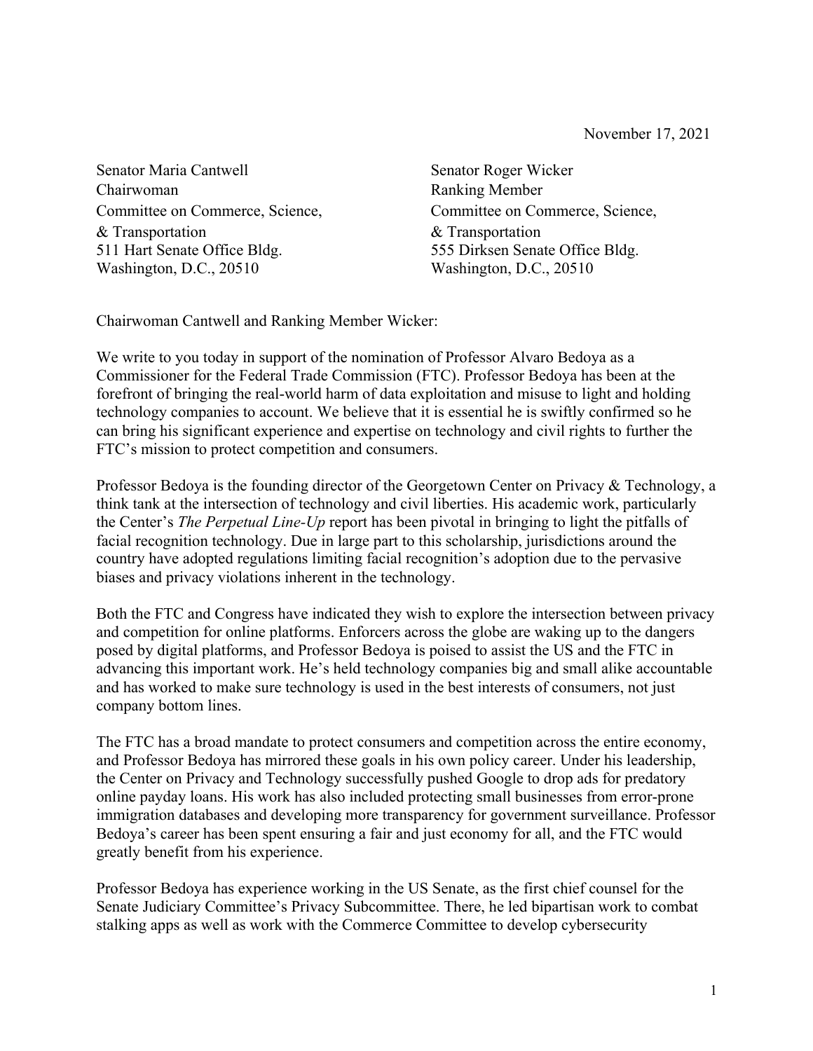November 17, 2021

Senator Maria Cantwell
Chairwoman
Committee on Commerce, Science,
& Transportation
511 Hart Senate Office Bldg.
Washington, D.C., 20510

Senator Roger Wicker
Ranking Member
Committee on Commerce, Science,
& Transportation
555 Dirksen Senate Office Bldg.
Washington, D.C., 20510

Chairwoman Cantwell and Ranking Member Wicker:

We write to you today in support of the nomination of Professor Alvaro Bedoya as a Commissioner for the Federal Trade Commission (FTC). Professor Bedoya has been at the forefront of bringing the real-world harm of data exploitation and misuse to light and holding technology companies to account. We believe that it is essential he is swiftly confirmed so he can bring his significant experience and expertise on technology and civil rights to further the FTC's mission to protect competition and consumers.

Professor Bedoya is the founding director of the Georgetown Center on Privacy & Technology, a think tank at the intersection of technology and civil liberties. His academic work, particularly the Center's *The Perpetual Line-Up* report has been pivotal in bringing to light the pitfalls of facial recognition technology. Due in large part to this scholarship, jurisdictions around the country have adopted regulations limiting facial recognition's adoption due to the pervasive biases and privacy violations inherent in the technology.

Both the FTC and Congress have indicated they wish to explore the intersection between privacy and competition for online platforms. Enforcers across the globe are waking up to the dangers posed by digital platforms, and Professor Bedoya is poised to assist the US and the FTC in advancing this important work. He's held technology companies big and small alike accountable and has worked to make sure technology is used in the best interests of consumers, not just company bottom lines.

The FTC has a broad mandate to protect consumers and competition across the entire economy, and Professor Bedoya has mirrored these goals in his own policy career. Under his leadership, the Center on Privacy and Technology successfully pushed Google to drop ads for predatory online payday loans. His work has also included protecting small businesses from error-prone immigration databases and developing more transparency for government surveillance. Professor Bedoya's career has been spent ensuring a fair and just economy for all, and the FTC would greatly benefit from his experience.

Professor Bedoya has experience working in the US Senate, as the first chief counsel for the Senate Judiciary Committee's Privacy Subcommittee. There, he led bipartisan work to combat stalking apps as well as work with the Commerce Committee to develop cybersecurity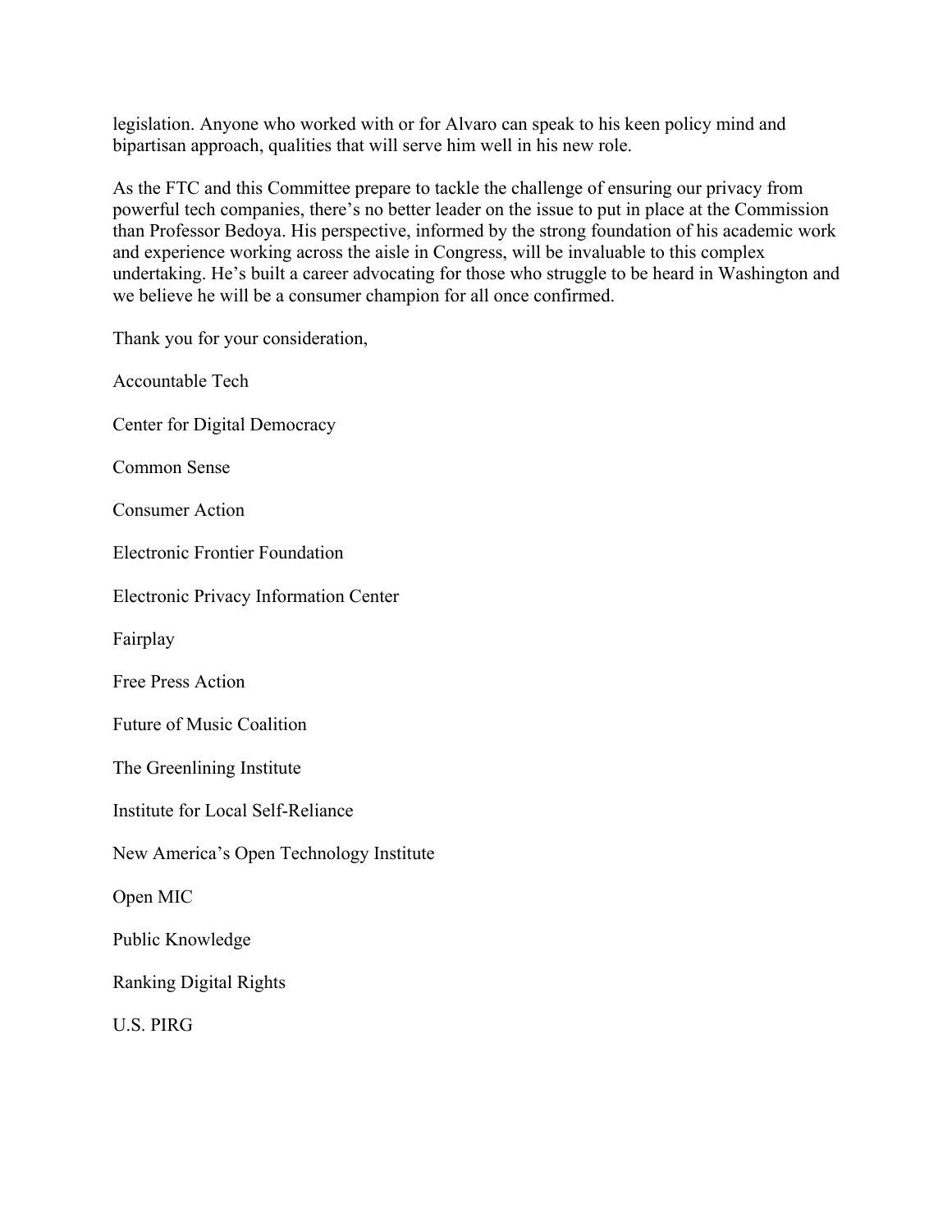legislation. Anyone who worked with or for Alvaro can speak to his keen policy mind and bipartisan approach, qualities that will serve him well in his new role.

As the FTC and this Committee prepare to tackle the challenge of ensuring our privacy from powerful tech companies, there's no better leader on the issue to put in place at the Commission than Professor Bedoya. His perspective, informed by the strong foundation of his academic work and experience working across the aisle in Congress, will be invaluable to this complex undertaking. He's built a career advocating for those who struggle to be heard in Washington and we believe he will be a consumer champion for all once confirmed.

Thank you for your consideration,

Accountable Tech

Center for Digital Democracy

Common Sense

Consumer Action

Electronic Frontier Foundation

Electronic Privacy Information Center

Fairplay

Free Press Action

Future of Music Coalition

The Greenlining Institute

Institute for Local Self-Reliance

New America's Open Technology Institute

Open MIC

Public Knowledge

Ranking Digital Rights

U.S. PIRG